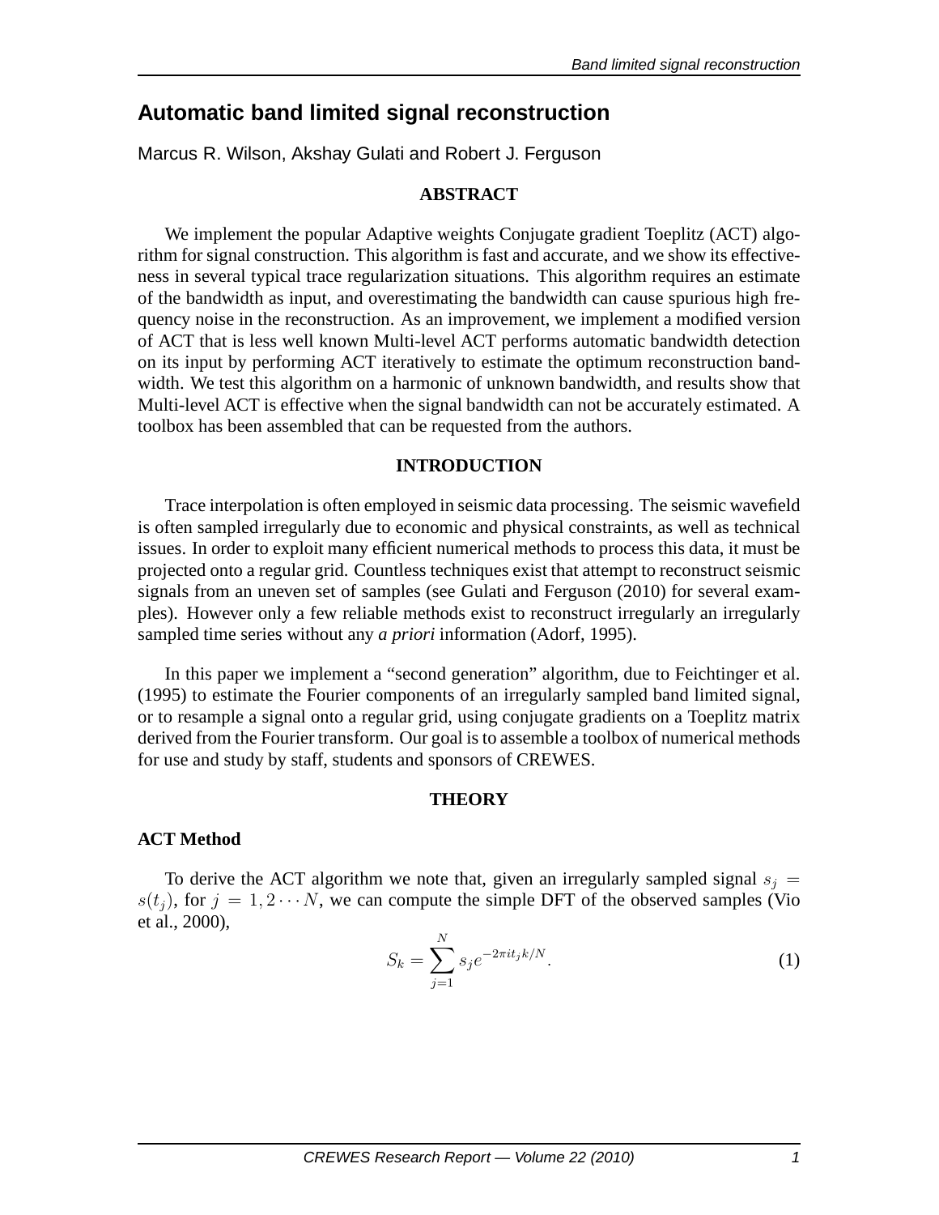# Automatic band limited signal reconstruction

Marcus R. Wilson, Akshay Gulati and Robert J. Ferguson

## ABSTRACT

We implement the popular Adaptive weights Conjugate gradient Toeplitz (ACT) algorithm for signal construction. This algorithm is fast and accurate, and we show its effectiveness in several typical trace regularization situations. This algorithm requires an estimate of the bandwidth as input, and overestimating the bandwidth can cause spurious high frequency noise in the reconstruction. As an improvement, we implement a modified version of ACT that is less well known Multi-level ACT performs automatic bandwidth detection on its input by performing ACT iteratively to estimate the optimum reconstruction bandwidth. We test this algorithm on a harmonic of unknown bandwidth, and results show that Multi-level ACT is effective when the signal bandwidth can not be accurately estimated. A toolbox has been assembled that can be requested from the authors.

## INTRODUCTION

Trace interpolation is often employed in seismic data processing. The seismic wavefield is often sampled irregularly due to economic and physical constraints, as well as technical issues. In order to exploit many efficient numerical methods to process this data, it must be projected onto a regular grid. Countless techniques exist that attempt to reconstruct seismic signals from an uneven set of samples (see Gulati and Ferguson (2010) for several examples). However only a few reliable methods exist to reconstruct irregularly an irregularly sampled time series without any *a priori* information (Adorf, 1995).

In this paper we implement a "second generation" algorithm, due to Feichtinger et al. (1995) to estimate the Fourier components of an irregularly sampled band limited signal, or to resample a signal onto a regular grid, using conjugate gradients on a Toeplitz matrix derived from the Fourier transform. Our goal is to assemble a toolbox of numerical methods for use and study by staff, students and sponsors of CREWES.

## THEORY

### ACT Method

To derive the ACT algorithm we note that, given an irregularly sampled signal $s_j = s(t_j)$, for $j = 1, 2 \cdots N$, we can compute the simple DFT of the observed samples (Vio et al., 2000),

$$S_k = \sum_{j=1}^{N} s_j e^{-2\pi i t_j k/N}. \tag{1}$$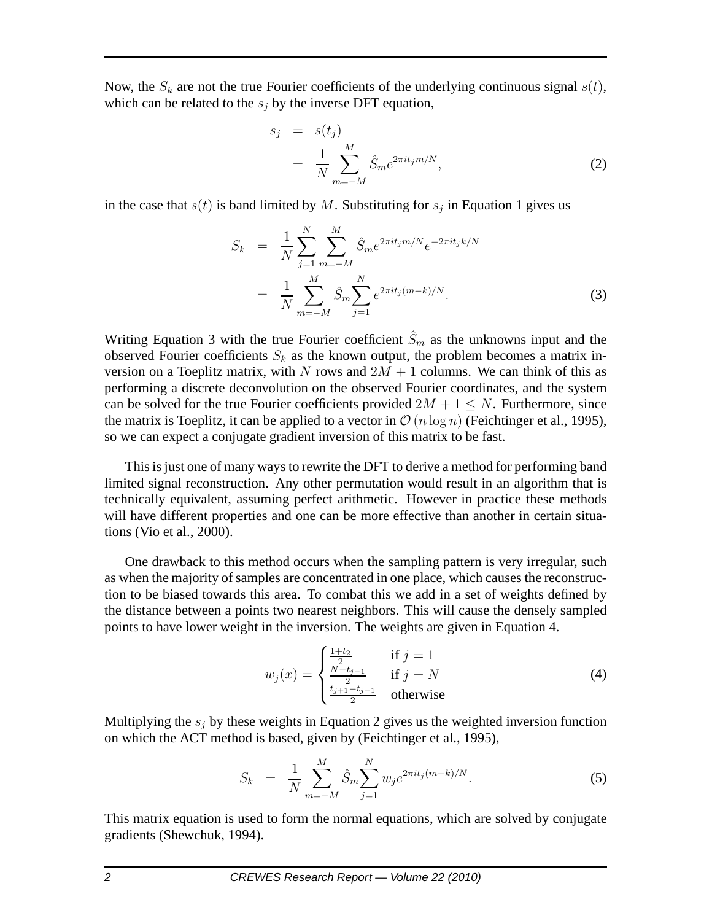Now, the $S_k$ are not the true Fourier coefficients of the underlying continuous signal $s(t)$, which can be related to the $s_j$ by the inverse DFT equation,

$$
\begin{aligned}
s_j &= s(t_j) \\
&= \frac{1}{N} \sum_{m=-M}^{M} \hat{S}_m e^{2\pi i t_j m/N},
\end{aligned}
\tag{2}
$$

in the case that $s(t)$ is band limited by $M$. Substituting for $s_j$ in Equation 1 gives us

$$
\begin{aligned}
S_k &= \frac{1}{N} \sum_{j=1}^{N} \sum_{m=-M}^{M} \hat{S}_m e^{2\pi i t_j m/N} e^{-2\pi i t_j k/N} \\
&= \frac{1}{N} \sum_{m=-M}^{M} \hat{S}_m \sum_{j=1}^{N} e^{2\pi i t_j (m-k)/N}.
\end{aligned}
\tag{3}
$$

Writing Equation 3 with the true Fourier coefficient $\hat{S}_m$ as the unknowns input and the observed Fourier coefficients $S_k$ as the known output, the problem becomes a matrix inversion on a Toeplitz matrix, with $N$ rows and $2M+1$ columns. We can think of this as performing a discrete deconvolution on the observed Fourier coordinates, and the system can be solved for the true Fourier coefficients provided $2M+1 \leq N$. Furthermore, since the matrix is Toeplitz, it can be applied to a vector in $\mathcal{O}(n \log n)$ (Feichtinger et al., 1995), so we can expect a conjugate gradient inversion of this matrix to be fast.

This is just one of many ways to rewrite the DFT to derive a method for performing band limited signal reconstruction. Any other permutation would result in an algorithm that is technically equivalent, assuming perfect arithmetic. However in practice these methods will have different properties and one can be more effective than another in certain situations (Vio et al., 2000).

One drawback to this method occurs when the sampling pattern is very irregular, such as when the majority of samples are concentrated in one place, which causes the reconstruction to be biased towards this area. To combat this we add in a set of weights defined by the distance between a points two nearest neighbors. This will cause the densely sampled points to have lower weight in the inversion. The weights are given in Equation 4.

$$
w_j(x) = \begin{cases} \frac{1+t_2}{2} & \text{if } j = 1 \\ \frac{N-t_{j-1}}{2} & \text{if } j = N \\ \frac{t_{j+1}-t_{j-1}}{2} & \text{otherwise} \end{cases}
\tag{4}
$$

Multiplying the $s_j$ by these weights in Equation 2 gives us the weighted inversion function on which the ACT method is based, given by (Feichtinger et al., 1995),

$$
S_k = \frac{1}{N} \sum_{m=-M}^{M} \hat{S}_m \sum_{j=1}^{N} w_j e^{2\pi i t_j (m-k)/N}.
\tag{5}
$$

This matrix equation is used to form the normal equations, which are solved by conjugate gradients (Shewchuk, 1994).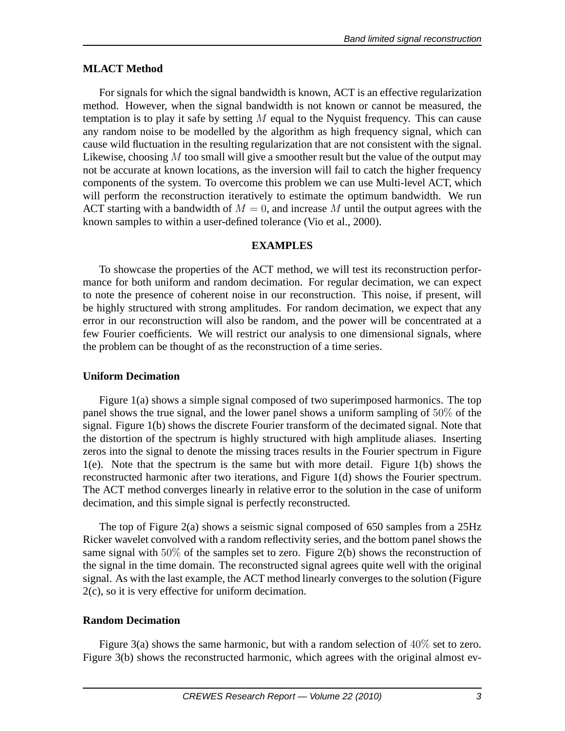### MLACT Method

For signals for which the signal bandwidth is known, ACT is an effective regularization method. However, when the signal bandwidth is not known or cannot be measured, the temptation is to play it safe by setting $M$ equal to the Nyquist frequency. This can cause any random noise to be modelled by the algorithm as high frequency signal, which can cause wild fluctuation in the resulting regularization that are not consistent with the signal. Likewise, choosing $M$ too small will give a smoother result but the value of the output may not be accurate at known locations, as the inversion will fail to catch the higher frequency components of the system. To overcome this problem we can use Multi-level ACT, which will perform the reconstruction iteratively to estimate the optimum bandwidth. We run ACT starting with a bandwidth of $M = 0$, and increase $M$ until the output agrees with the known samples to within a user-defined tolerance (Vio et al., 2000).

## EXAMPLES

To showcase the properties of the ACT method, we will test its reconstruction performance for both uniform and random decimation. For regular decimation, we can expect to note the presence of coherent noise in our reconstruction. This noise, if present, will be highly structured with strong amplitudes. For random decimation, we expect that any error in our reconstruction will also be random, and the power will be concentrated at a few Fourier coefficients. We will restrict our analysis to one dimensional signals, where the problem can be thought of as the reconstruction of a time series.

### Uniform Decimation

Figure 1(a) shows a simple signal composed of two superimposed harmonics. The top panel shows the true signal, and the lower panel shows a uniform sampling of $50\%$ of the signal. Figure 1(b) shows the discrete Fourier transform of the decimated signal. Note that the distortion of the spectrum is highly structured with high amplitude aliases. Inserting zeros into the signal to denote the missing traces results in the Fourier spectrum in Figure 1(e). Note that the spectrum is the same but with more detail. Figure 1(b) shows the reconstructed harmonic after two iterations, and Figure 1(d) shows the Fourier spectrum. The ACT method converges linearly in relative error to the solution in the case of uniform decimation, and this simple signal is perfectly reconstructed.

The top of Figure 2(a) shows a seismic signal composed of 650 samples from a 25Hz Ricker wavelet convolved with a random reflectivity series, and the bottom panel shows the same signal with $50\%$ of the samples set to zero. Figure 2(b) shows the reconstruction of the signal in the time domain. The reconstructed signal agrees quite well with the original signal. As with the last example, the ACT method linearly converges to the solution (Figure 2(c), so it is very effective for uniform decimation.

### Random Decimation

Figure 3(a) shows the same harmonic, but with a random selection of $40\%$ set to zero. Figure 3(b) shows the reconstructed harmonic, which agrees with the original almost ev-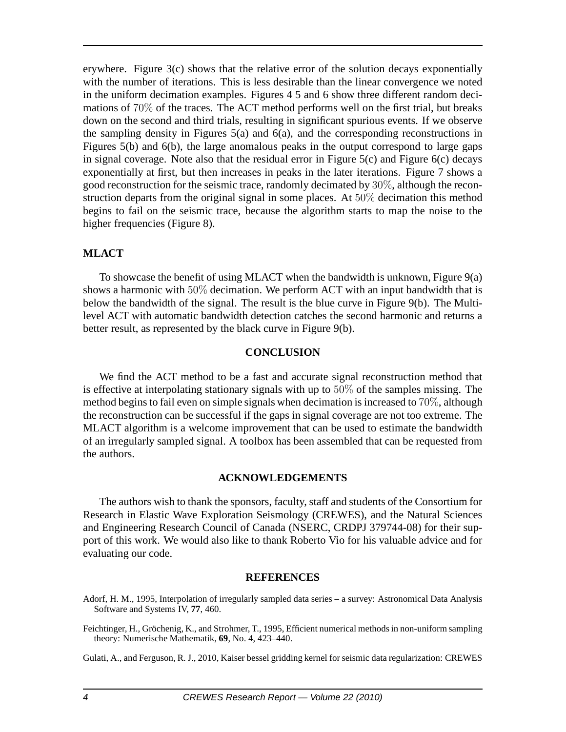erywhere. Figure 3(c) shows that the relative error of the solution decays exponentially with the number of iterations. This is less desirable than the linear convergence we noted in the uniform decimation examples. Figures 4 5 and 6 show three different random decimations of $70\%$ of the traces. The ACT method performs well on the first trial, but breaks down on the second and third trials, resulting in significant spurious events. If we observe the sampling density in Figures 5(a) and 6(a), and the corresponding reconstructions in Figures 5(b) and 6(b), the large anomalous peaks in the output correspond to large gaps in signal coverage. Note also that the residual error in Figure 5(c) and Figure 6(c) decays exponentially at first, but then increases in peaks in the later iterations. Figure 7 shows a good reconstruction for the seismic trace, randomly decimated by $30\%$, although the reconstruction departs from the original signal in some places. At $50\%$ decimation this method begins to fail on the seismic trace, because the algorithm starts to map the noise to the higher frequencies (Figure 8).

### MLACT

To showcase the benefit of using MLACT when the bandwidth is unknown, Figure 9(a) shows a harmonic with $50\%$ decimation. We perform ACT with an input bandwidth that is below the bandwidth of the signal. The result is the blue curve in Figure 9(b). The Multi-level ACT with automatic bandwidth detection catches the second harmonic and returns a better result, as represented by the black curve in Figure 9(b).

## CONCLUSION

We find the ACT method to be a fast and accurate signal reconstruction method that is effective at interpolating stationary signals with up to $50\%$ of the samples missing. The method begins to fail even on simple signals when decimation is increased to $70\%$, although the reconstruction can be successful if the gaps in signal coverage are not too extreme. The MLACT algorithm is a welcome improvement that can be used to estimate the bandwidth of an irregularly sampled signal. A toolbox has been assembled that can be requested from the authors.

## ACKNOWLEDGEMENTS

The authors wish to thank the sponsors, faculty, staff and students of the Consortium for Research in Elastic Wave Exploration Seismology (CREWES), and the Natural Sciences and Engineering Research Council of Canada (NSERC, CRDPJ 379744-08) for their support of this work. We would also like to thank Roberto Vio for his valuable advice and for evaluating our code.

## REFERENCES

Adorf, H. M., 1995, Interpolation of irregularly sampled data series – a survey: Astronomical Data Analysis Software and Systems IV, **77**, 460.

Feichtinger, H., Gröchenig, K., and Strohmer, T., 1995, Efficient numerical methods in non-uniform sampling theory: Numerische Mathematik, **69**, No. 4, 423–440.

Gulati, A., and Ferguson, R. J., 2010, Kaiser bessel gridding kernel for seismic data regularization: CREWES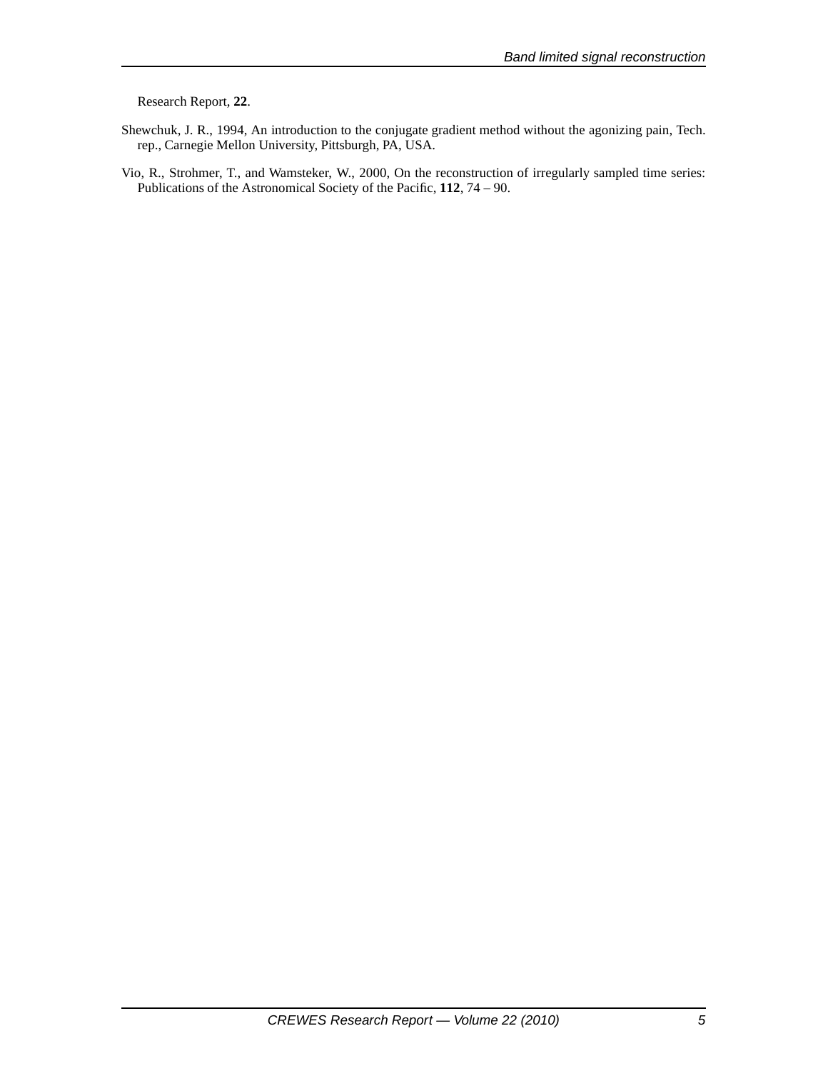Research Report, **22**.

Shewchuk, J. R., 1994, An introduction to the conjugate gradient method without the agonizing pain, Tech. rep., Carnegie Mellon University, Pittsburgh, PA, USA.

Vio, R., Strohmer, T., and Wamsteker, W., 2000, On the reconstruction of irregularly sampled time series: Publications of the Astronomical Society of the Pacific, **112**, 74 – 90.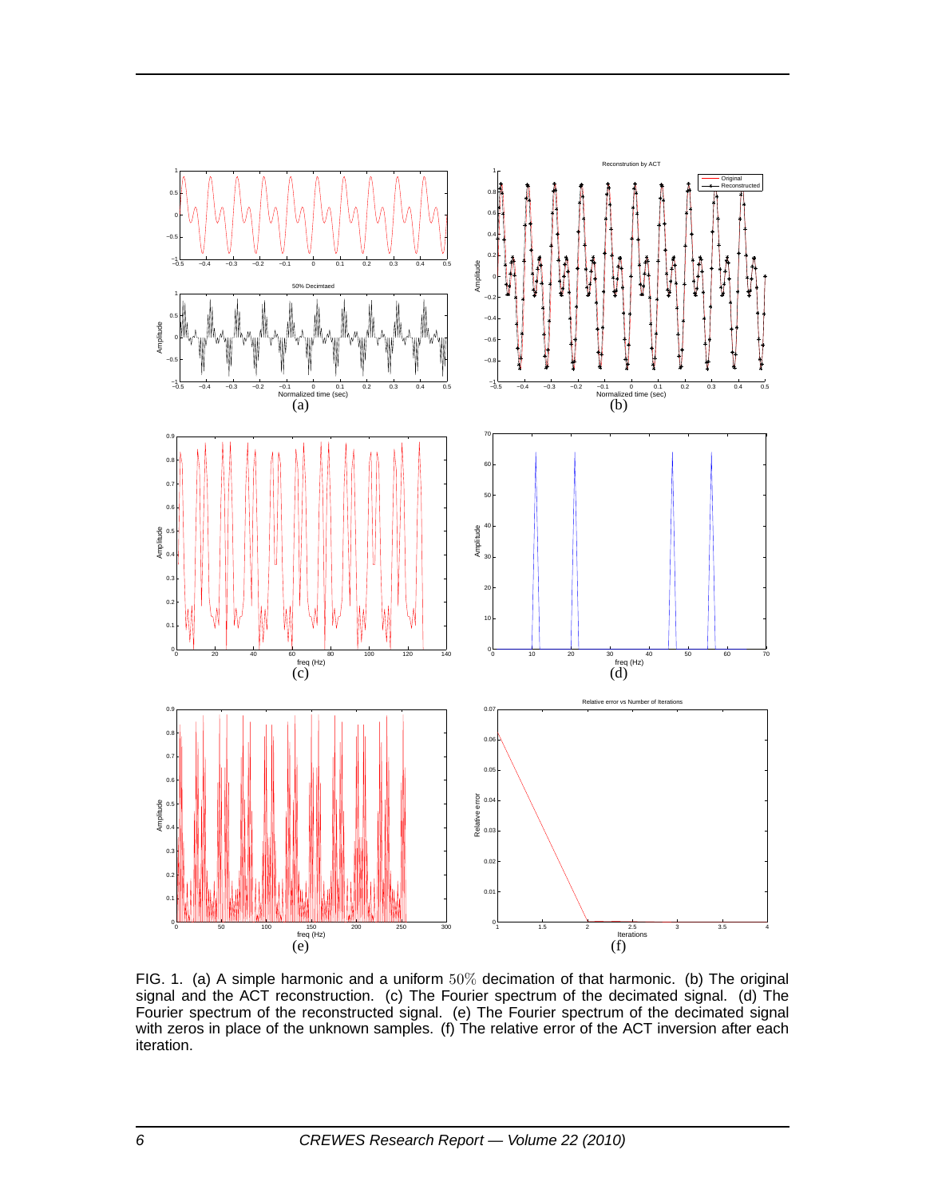FIG. 1. (a) A simple harmonic and a uniform $50\%$ decimation of that harmonic. (b) The original signal and the ACT reconstruction. (c) The Fourier spectrum of the decimated signal. (d) The Fourier spectrum of the reconstructed signal. (e) The Fourier spectrum of the decimated signal with zeros in place of the unknown samples. (f) The relative error of the ACT inversion after each iteration.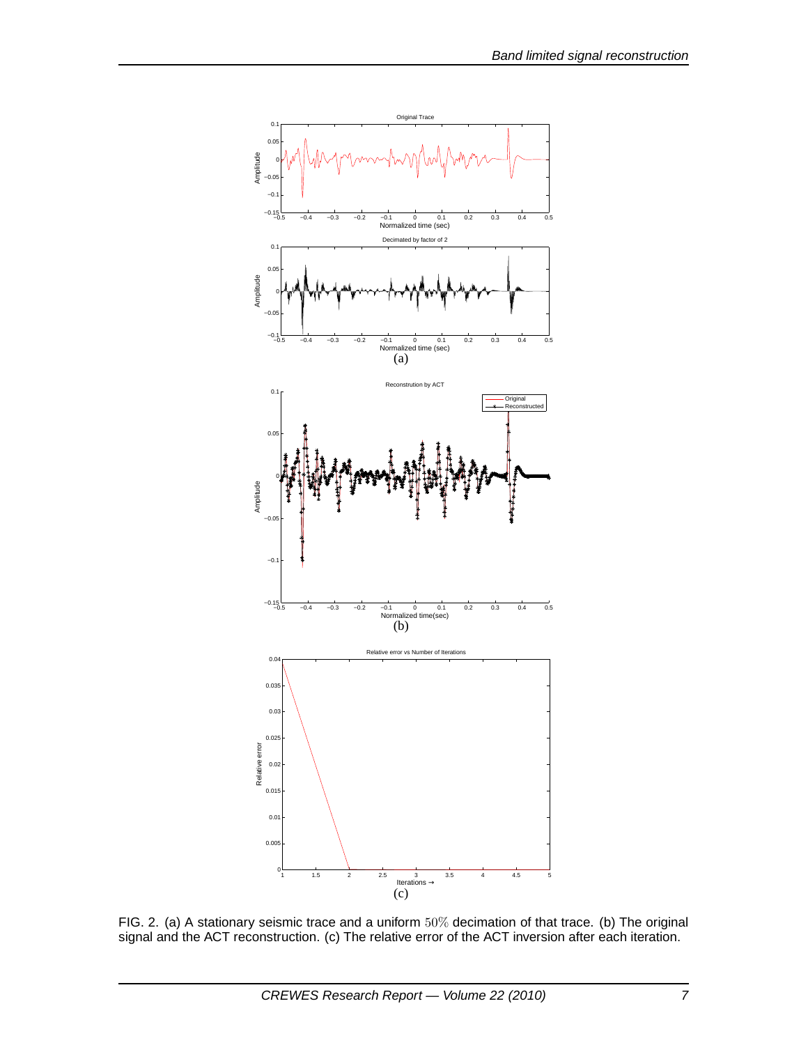FIG. 2. (a) A stationary seismic trace and a uniform $50\%$ decimation of that trace. (b) The original signal and the ACT reconstruction. (c) The relative error of the ACT inversion after each iteration.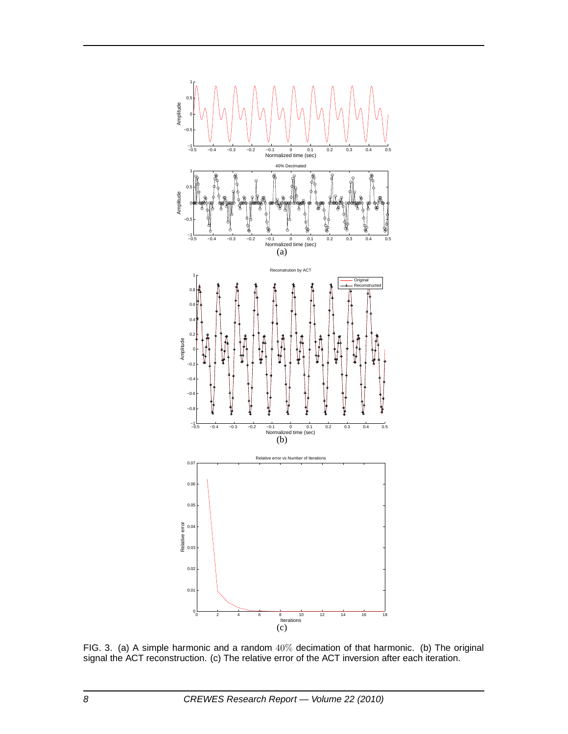FIG. 3. (a) A simple harmonic and a random $40\%$ decimation of that harmonic. (b) The original signal the ACT reconstruction. (c) The relative error of the ACT inversion after each iteration.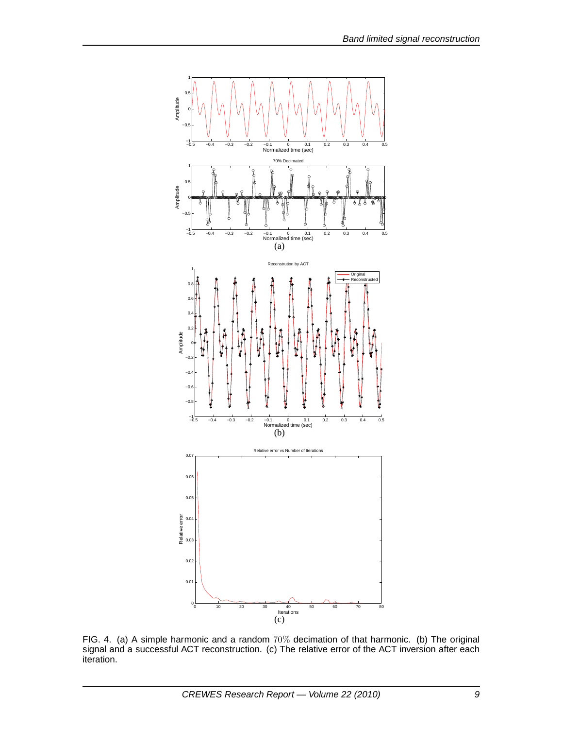FIG. 4. (a) A simple harmonic and a random $70\%$ decimation of that harmonic. (b) The original signal and a successful ACT reconstruction. (c) The relative error of the ACT inversion after each iteration.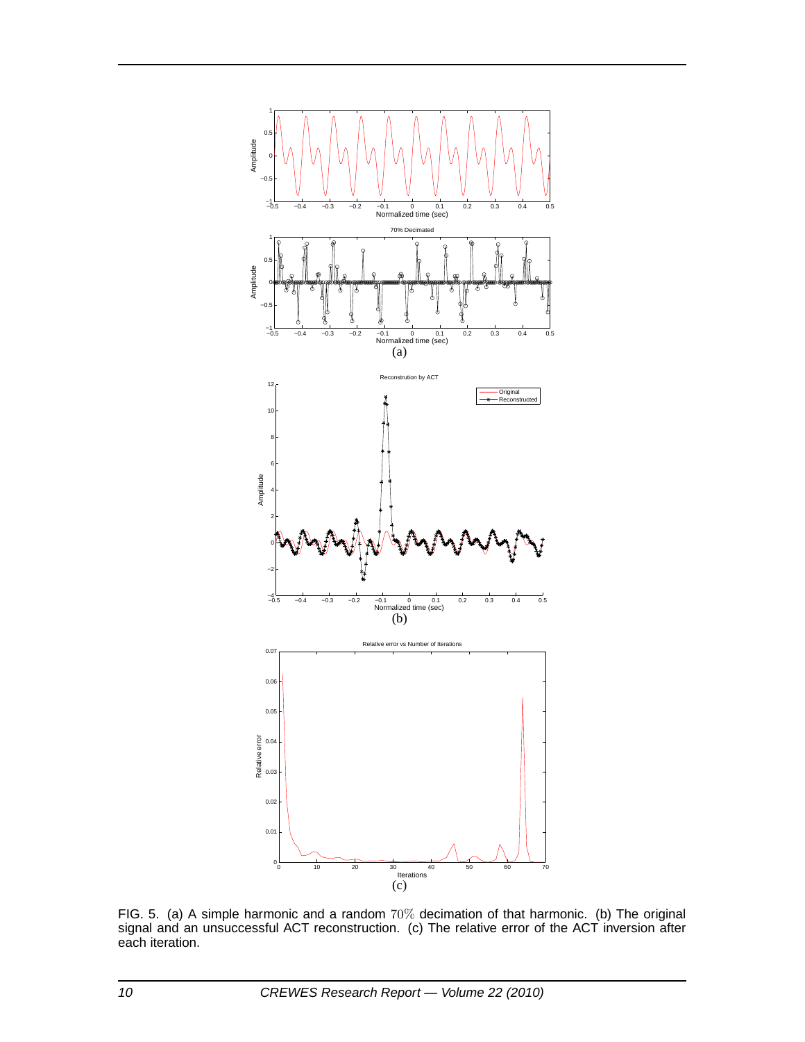FIG. 5. (a) A simple harmonic and a random $70\%$ decimation of that harmonic. (b) The original signal and an unsuccessful ACT reconstruction. (c) The relative error of the ACT inversion after each iteration.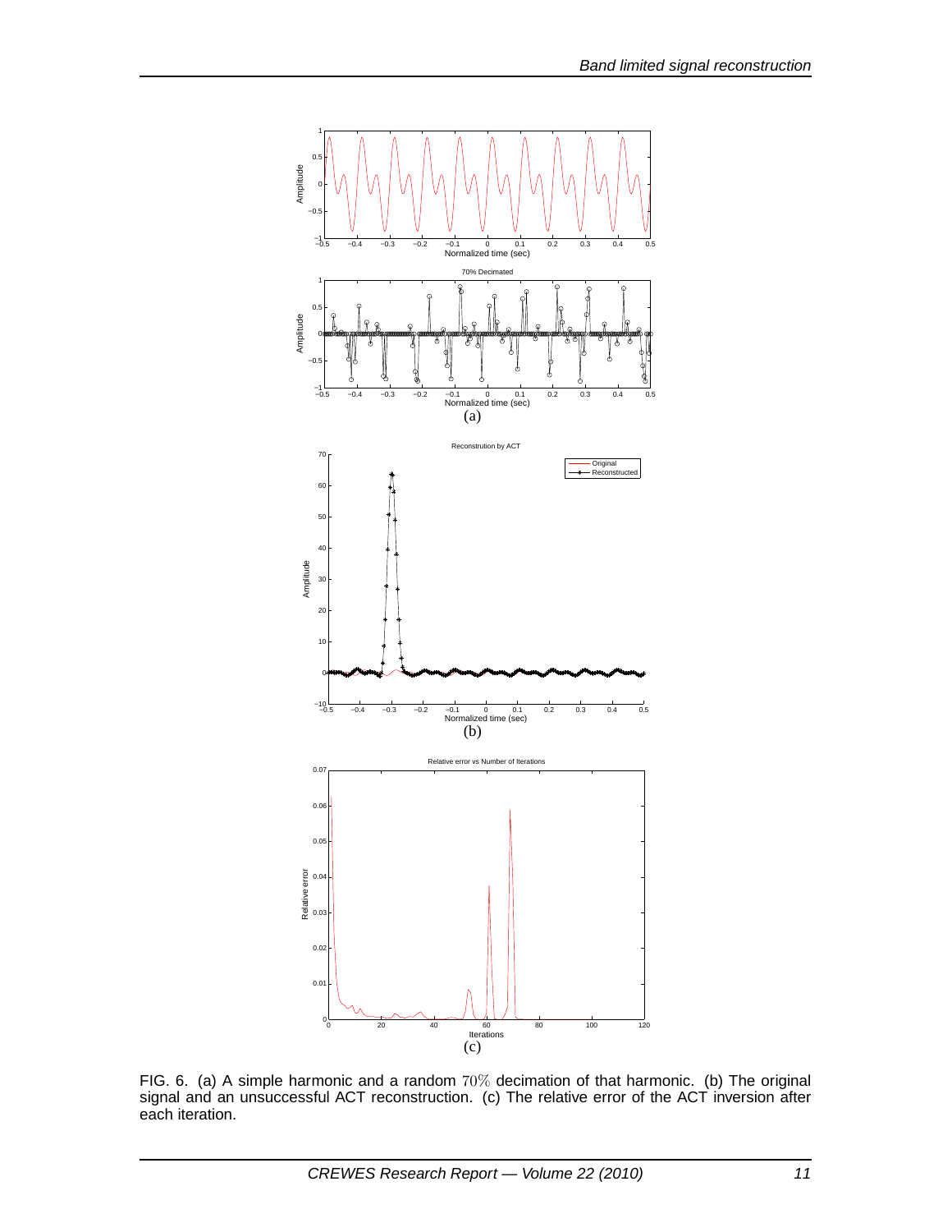FIG. 6. (a) A simple harmonic and a random $70\%$ decimation of that harmonic. (b) The original signal and an unsuccessful ACT reconstruction. (c) The relative error of the ACT inversion after each iteration.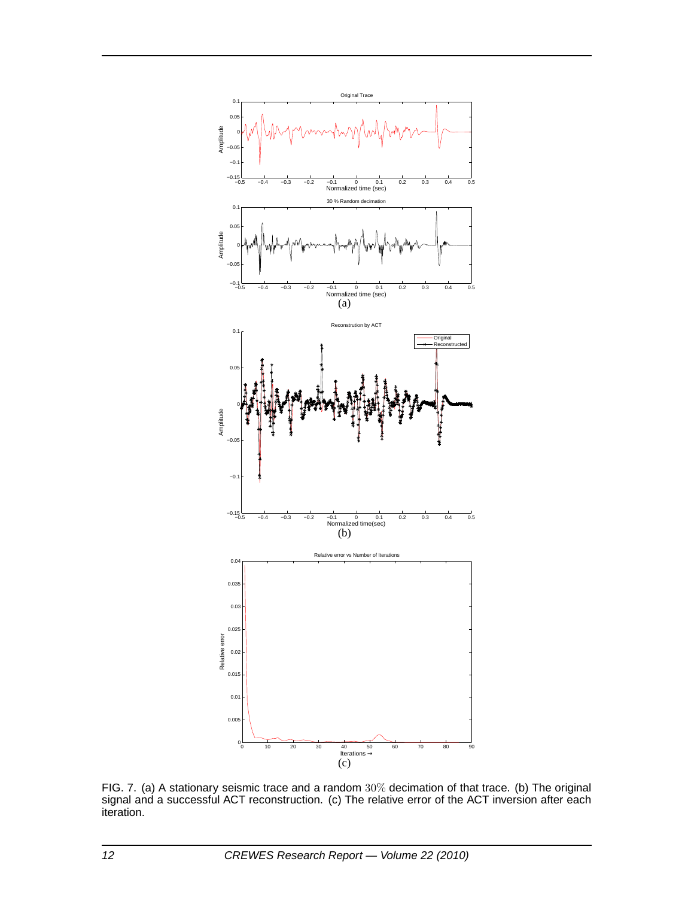FIG. 7. (a) A stationary seismic trace and a random $30\%$ decimation of that trace. (b) The original signal and a successful ACT reconstruction. (c) The relative error of the ACT inversion after each iteration.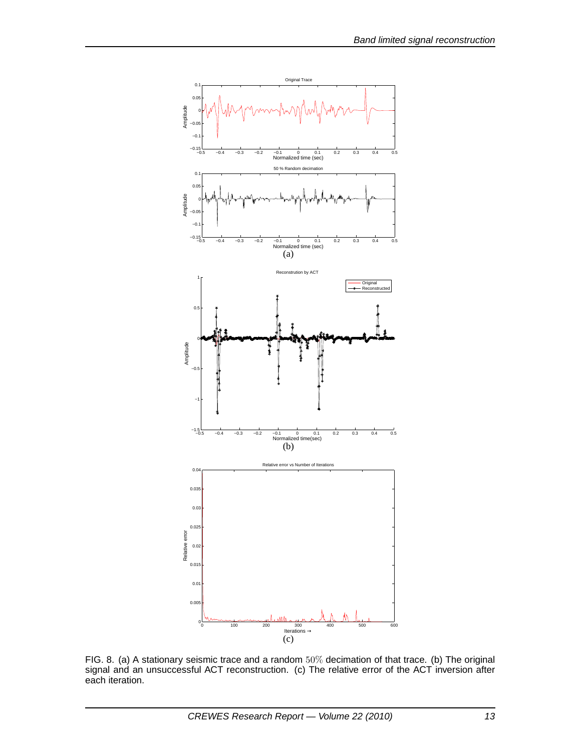FIG. 8. (a) A stationary seismic trace and a random $50\%$ decimation of that trace. (b) The original signal and an unsuccessful ACT reconstruction. (c) The relative error of the ACT inversion after each iteration.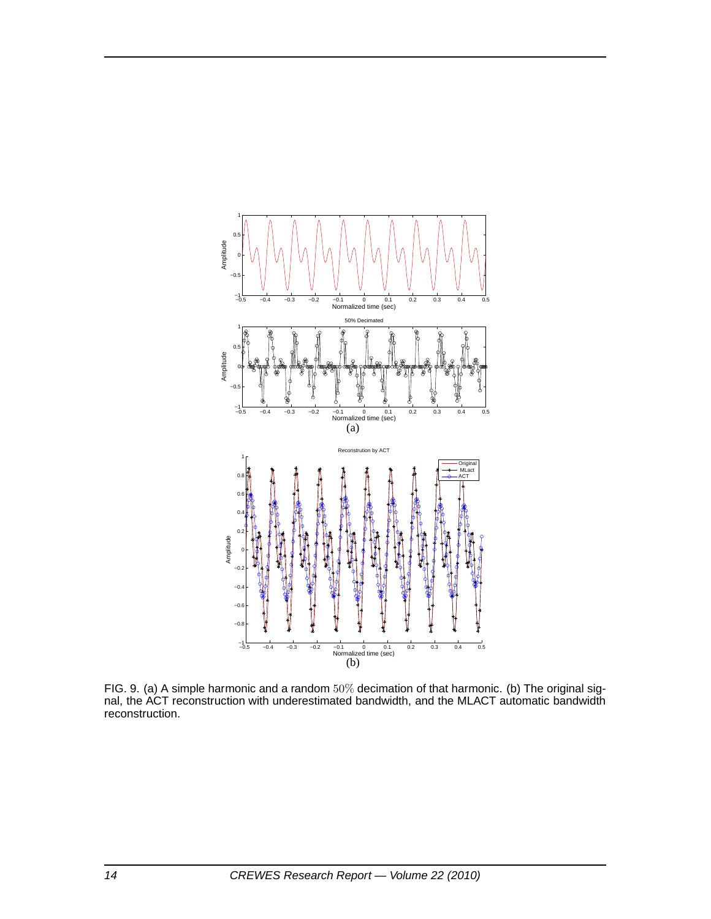1

0.5

0

−0.5

−1

Amplitude

−0.5 −0.4 −0.3 −0.2 −0.1 0 0.1 0.2 0.3 0.4 0.5

Normalized time (sec)

50% Decimated

1

0.5

0

−0.5

−1

Amplitude

−0.5 −0.4 −0.3 −0.2 −0.1 0 0.1 0.2 0.3 0.4 0.5

Normalized time (sec)

(a)

Reconstrution by ACT

Original

MLact

ACT

1

0.8

0.6

0.4

0.2

0

−0.2

−0.4

−0.6

−0.8

−1

Amplitude

−0.5 −0.4 −0.3 −0.2 −0.1 0 0.1 0.2 0.3 0.4 0.5

Normalized time (sec)

(b)

FIG. 9. (a) A simple harmonic and a random $50\%$ decimation of that harmonic. (b) The original signal, the ACT reconstruction with underestimated bandwidth, and the MLACT automatic bandwidth reconstruction.